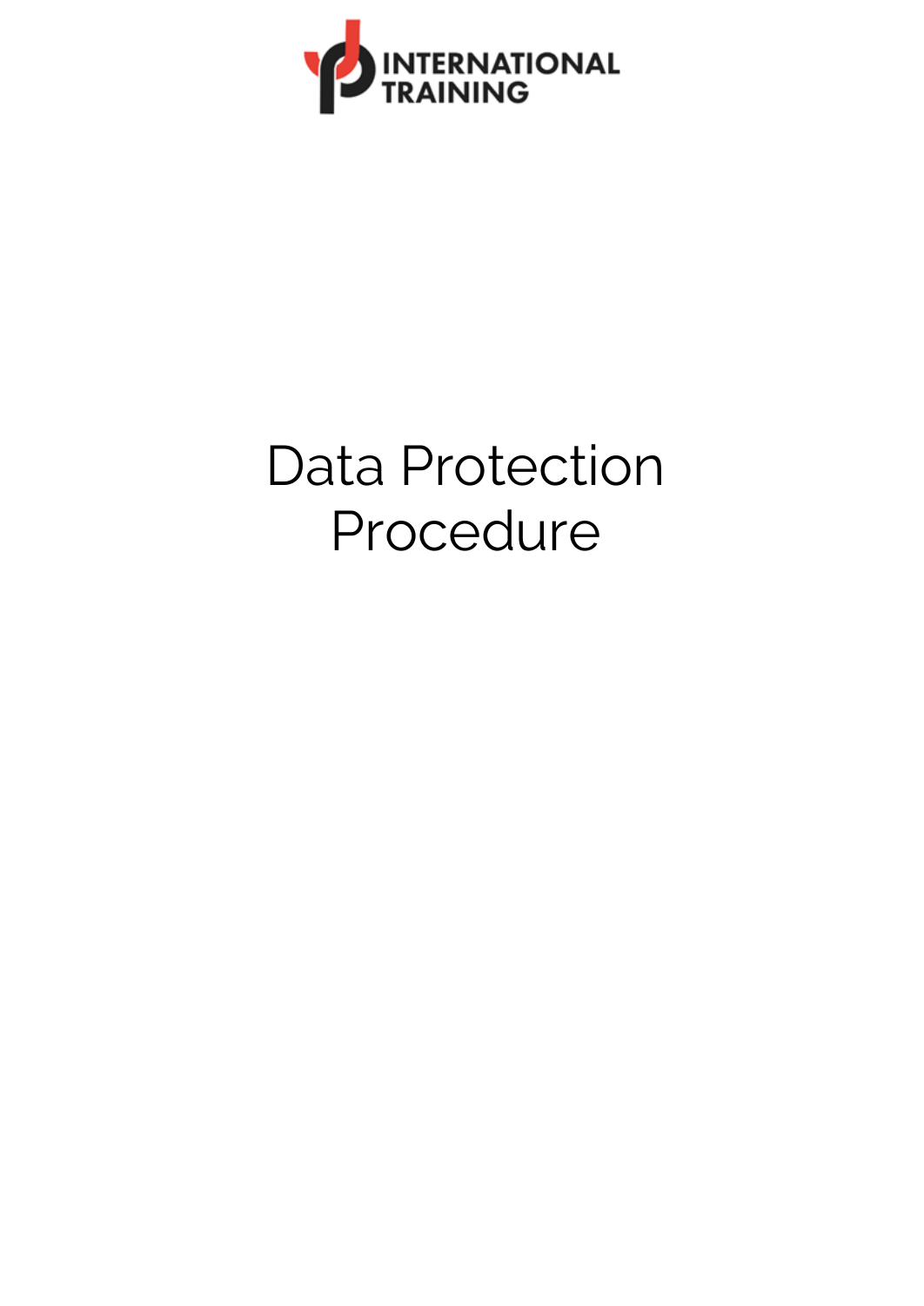INTERNATIONAL TRAINING

# Data Protection Procedure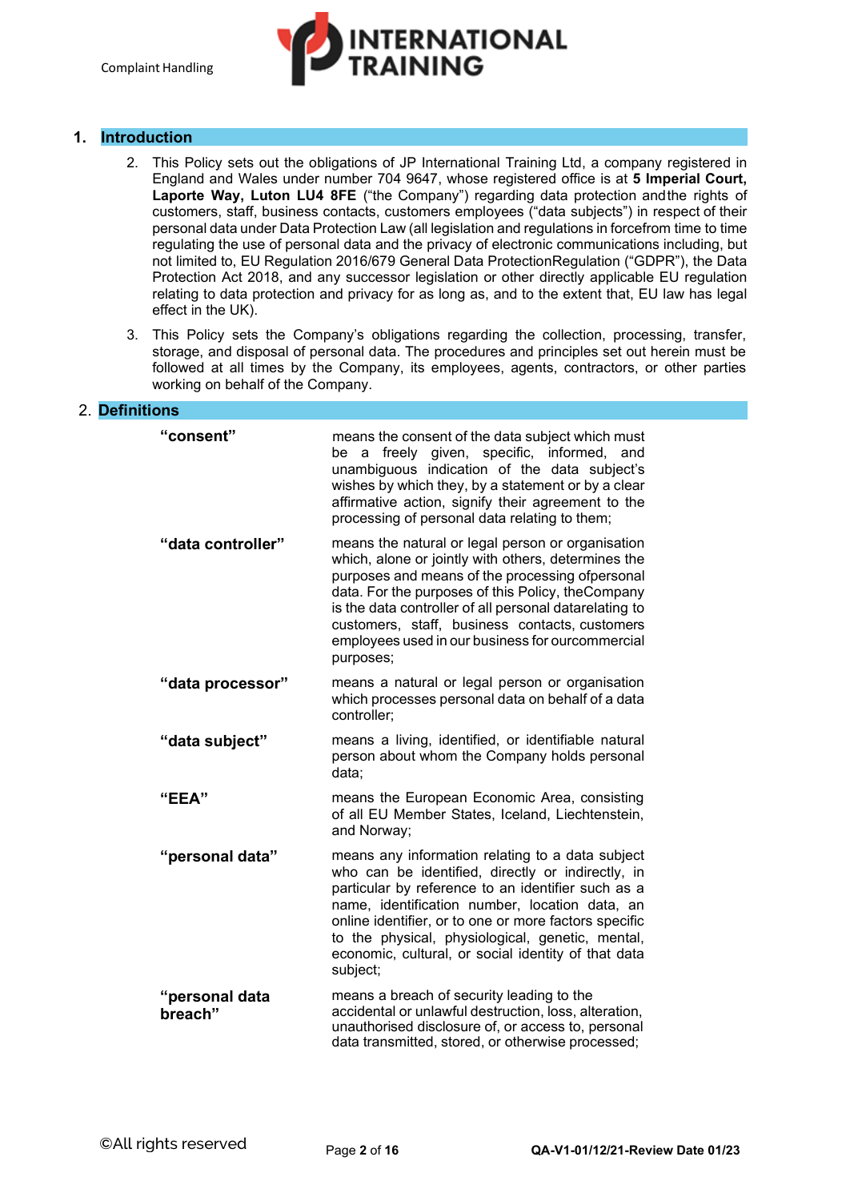## 1. Introduction

2. This Policy sets out the obligations of JP International Training Ltd, a company registered in England and Wales under number 704 9647, whose registered office is at **5 Imperial Court, Laporte Way, Luton LU4 8FE** ("the Company") regarding data protection and the rights of customers, staff, business contacts, customers employees ("data subjects") in respect of their personal data under Data Protection Law (all legislation and regulations in force from time to time regulating the use of personal data and the privacy of electronic communications including, but not limited to, EU Regulation 2016/679 General Data Protection Regulation ("GDPR"), the Data Protection Act 2018, and any successor legislation or other directly applicable EU regulation relating to data protection and privacy for as long as, and to the extent that, EU law has legal effect in the UK).

3. This Policy sets the Company's obligations regarding the collection, processing, transfer, storage, and disposal of personal data. The procedures and principles set out herein must be followed at all times by the Company, its employees, agents, contractors, or other parties working on behalf of the Company.

## 2. Definitions

| | |
|---|---|
| **"consent"** | means the consent of the data subject which must be a freely given, specific, informed, and unambiguous indication of the data subject's wishes by which they, by a statement or by a clear affirmative action, signify their agreement to the processing of personal data relating to them; |
| **"data controller"** | means the natural or legal person or organisation which, alone or jointly with others, determines the purposes and means of the processing of personal data. For the purposes of this Policy, the Company is the data controller of all personal data relating to customers, staff, business contacts, customers employees used in our business for our commercial purposes; |
| **"data processor"** | means a natural or legal person or organisation which processes personal data on behalf of a data controller; |
| **"data subject"** | means a living, identified, or identifiable natural person about whom the Company holds personal data; |
| **"EEA"** | means the European Economic Area, consisting of all EU Member States, Iceland, Liechtenstein, and Norway; |
| **"personal data"** | means any information relating to a data subject who can be identified, directly or indirectly, in particular by reference to an identifier such as a name, identification number, location data, an online identifier, or to one or more factors specific to the physical, physiological, genetic, mental, economic, cultural, or social identity of that data subject; |
| **"personal data breach"** | means a breach of security leading to the accidental or unlawful destruction, loss, alteration, unauthorised disclosure of, or access to, personal data transmitted, stored, or otherwise processed; |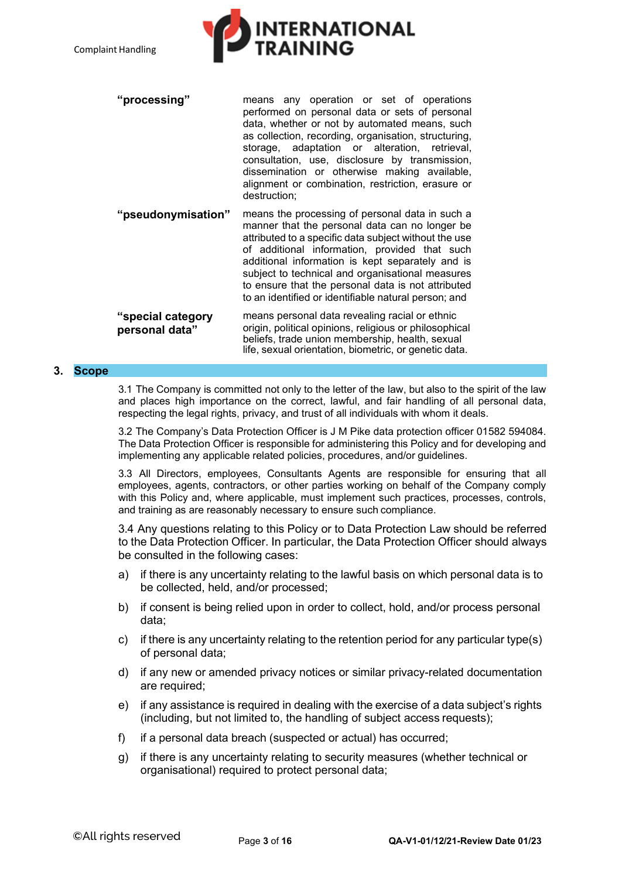| | |
|---|---|
| **"processing"** | means any operation or set of operations performed on personal data or sets of personal data, whether or not by automated means, such as collection, recording, organisation, structuring, storage, adaptation or alteration, retrieval, consultation, use, disclosure by transmission, dissemination or otherwise making available, alignment or combination, restriction, erasure or destruction; |
| **"pseudonymisation"** | means the processing of personal data in such a manner that the personal data can no longer be attributed to a specific data subject without the use of additional information, provided that such additional information is kept separately and is subject to technical and organisational measures to ensure that the personal data is not attributed to an identified or identifiable natural person; and |
| **"special category personal data"** | means personal data revealing racial or ethnic origin, political opinions, religious or philosophical beliefs, trade union membership, health, sexual life, sexual orientation, biometric, or genetic data. |

## 3. Scope

3.1 The Company is committed not only to the letter of the law, but also to the spirit of the law and places high importance on the correct, lawful, and fair handling of all personal data, respecting the legal rights, privacy, and trust of all individuals with whom it deals.

3.2 The Company's Data Protection Officer is J M Pike data protection officer 01582 594084. The Data Protection Officer is responsible for administering this Policy and for developing and implementing any applicable related policies, procedures, and/or guidelines.

3.3 All Directors, employees, Consultants Agents are responsible for ensuring that all employees, agents, contractors, or other parties working on behalf of the Company comply with this Policy and, where applicable, must implement such practices, processes, controls, and training as are reasonably necessary to ensure such compliance.

3.4 Any questions relating to this Policy or to Data Protection Law should be referred to the Data Protection Officer. In particular, the Data Protection Officer should always be consulted in the following cases:

a) if there is any uncertainty relating to the lawful basis on which personal data is to be collected, held, and/or processed;

b) if consent is being relied upon in order to collect, hold, and/or process personal data;

c) if there is any uncertainty relating to the retention period for any particular type(s) of personal data;

d) if any new or amended privacy notices or similar privacy-related documentation are required;

e) if any assistance is required in dealing with the exercise of a data subject's rights (including, but not limited to, the handling of subject access requests);

f) if a personal data breach (suspected or actual) has occurred;

g) if there is any uncertainty relating to security measures (whether technical or organisational) required to protect personal data;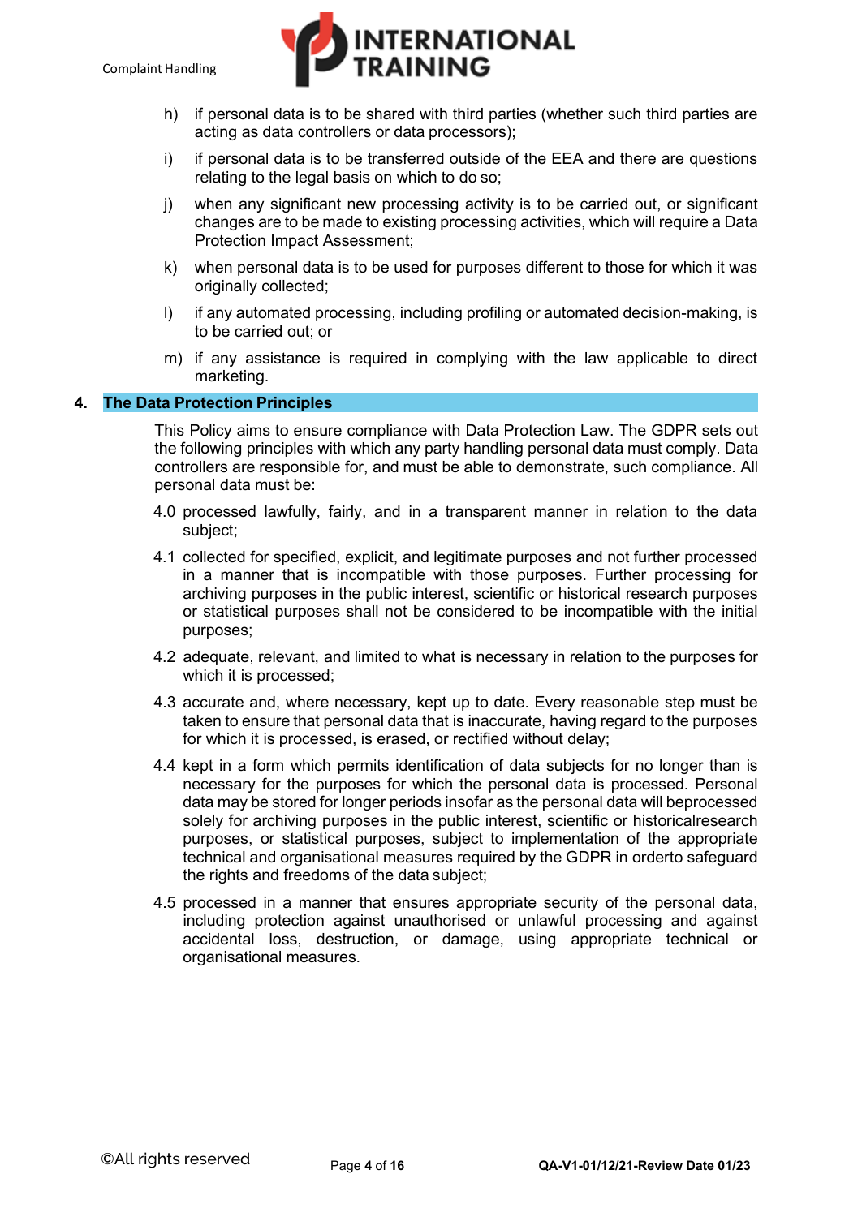h) if personal data is to be shared with third parties (whether such third parties are acting as data controllers or data processors);

i) if personal data is to be transferred outside of the EEA and there are questions relating to the legal basis on which to do so;

j) when any significant new processing activity is to be carried out, or significant changes are to be made to existing processing activities, which will require a Data Protection Impact Assessment;

k) when personal data is to be used for purposes different to those for which it was originally collected;

l) if any automated processing, including profiling or automated decision-making, is to be carried out; or

m) if any assistance is required in complying with the law applicable to direct marketing.

## 4. The Data Protection Principles

This Policy aims to ensure compliance with Data Protection Law. The GDPR sets out the following principles with which any party handling personal data must comply. Data controllers are responsible for, and must be able to demonstrate, such compliance. All personal data must be:

4.0 processed lawfully, fairly, and in a transparent manner in relation to the data subject;

4.1 collected for specified, explicit, and legitimate purposes and not further processed in a manner that is incompatible with those purposes. Further processing for archiving purposes in the public interest, scientific or historical research purposes or statistical purposes shall not be considered to be incompatible with the initial purposes;

4.2 adequate, relevant, and limited to what is necessary in relation to the purposes for which it is processed;

4.3 accurate and, where necessary, kept up to date. Every reasonable step must be taken to ensure that personal data that is inaccurate, having regard to the purposes for which it is processed, is erased, or rectified without delay;

4.4 kept in a form which permits identification of data subjects for no longer than is necessary for the purposes for which the personal data is processed. Personal data may be stored for longer periods insofar as the personal data will beprocessed solely for archiving purposes in the public interest, scientific or historicalresearch purposes, or statistical purposes, subject to implementation of the appropriate technical and organisational measures required by the GDPR in orderto safeguard the rights and freedoms of the data subject;

4.5 processed in a manner that ensures appropriate security of the personal data, including protection against unauthorised or unlawful processing and against accidental loss, destruction, or damage, using appropriate technical or organisational measures.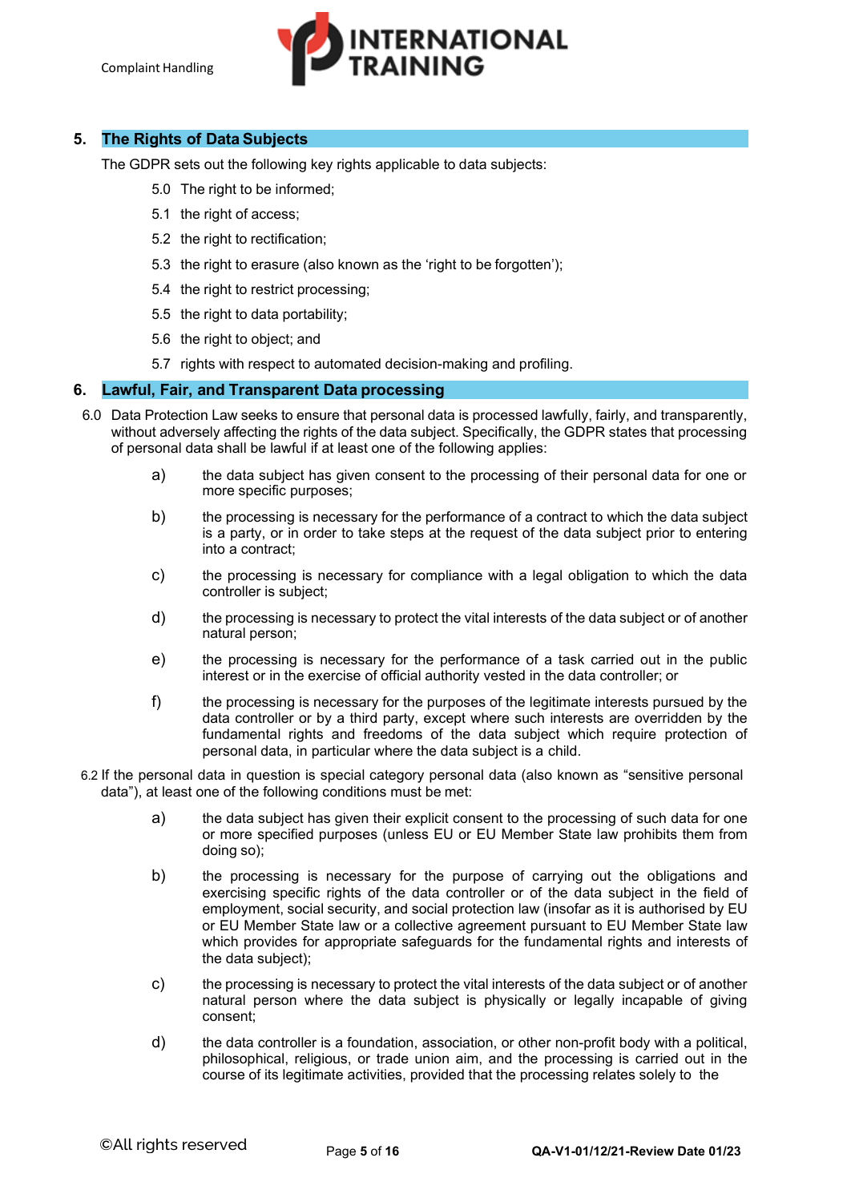## 5. The Rights of Data Subjects

The GDPR sets out the following key rights applicable to data subjects:

5.0 The right to be informed;

5.1 the right of access;

5.2 the right to rectification;

5.3 the right to erasure (also known as the 'right to be forgotten');

5.4 the right to restrict processing;

5.5 the right to data portability;

5.6 the right to object; and

5.7 rights with respect to automated decision-making and profiling.

## 6. Lawful, Fair, and Transparent Data processing

6.0 Data Protection Law seeks to ensure that personal data is processed lawfully, fairly, and transparently, without adversely affecting the rights of the data subject. Specifically, the GDPR states that processing of personal data shall be lawful if at least one of the following applies:

a) the data subject has given consent to the processing of their personal data for one or more specific purposes;

b) the processing is necessary for the performance of a contract to which the data subject is a party, or in order to take steps at the request of the data subject prior to entering into a contract;

c) the processing is necessary for compliance with a legal obligation to which the data controller is subject;

d) the processing is necessary to protect the vital interests of the data subject or of another natural person;

e) the processing is necessary for the performance of a task carried out in the public interest or in the exercise of official authority vested in the data controller; or

f) the processing is necessary for the purposes of the legitimate interests pursued by the data controller or by a third party, except where such interests are overridden by the fundamental rights and freedoms of the data subject which require protection of personal data, in particular where the data subject is a child.

6.2 If the personal data in question is special category personal data (also known as "sensitive personal data"), at least one of the following conditions must be met:

a) the data subject has given their explicit consent to the processing of such data for one or more specified purposes (unless EU or EU Member State law prohibits them from doing so);

b) the processing is necessary for the purpose of carrying out the obligations and exercising specific rights of the data controller or of the data subject in the field of employment, social security, and social protection law (insofar as it is authorised by EU or EU Member State law or a collective agreement pursuant to EU Member State law which provides for appropriate safeguards for the fundamental rights and interests of the data subject);

c) the processing is necessary to protect the vital interests of the data subject or of another natural person where the data subject is physically or legally incapable of giving consent;

d) the data controller is a foundation, association, or other non-profit body with a political, philosophical, religious, or trade union aim, and the processing is carried out in the course of its legitimate activities, provided that the processing relates solely to the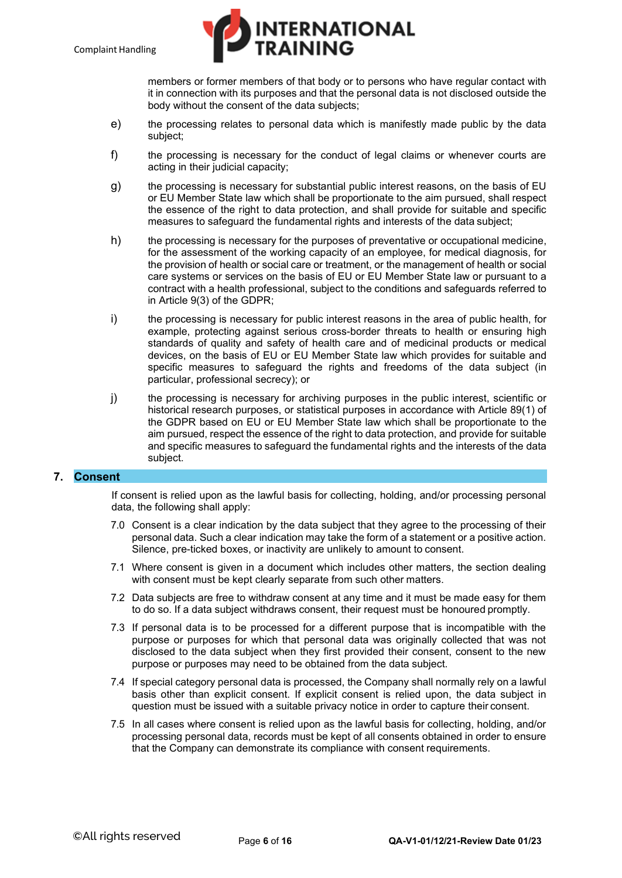members or former members of that body or to persons who have regular contact with it in connection with its purposes and that the personal data is not disclosed outside the body without the consent of the data subjects;

e) the processing relates to personal data which is manifestly made public by the data subject;

f) the processing is necessary for the conduct of legal claims or whenever courts are acting in their judicial capacity;

g) the processing is necessary for substantial public interest reasons, on the basis of EU or EU Member State law which shall be proportionate to the aim pursued, shall respect the essence of the right to data protection, and shall provide for suitable and specific measures to safeguard the fundamental rights and interests of the data subject;

h) the processing is necessary for the purposes of preventative or occupational medicine, for the assessment of the working capacity of an employee, for medical diagnosis, for the provision of health or social care or treatment, or the management of health or social care systems or services on the basis of EU or EU Member State law or pursuant to a contract with a health professional, subject to the conditions and safeguards referred to in Article 9(3) of the GDPR;

i) the processing is necessary for public interest reasons in the area of public health, for example, protecting against serious cross-border threats to health or ensuring high standards of quality and safety of health care and of medicinal products or medical devices, on the basis of EU or EU Member State law which provides for suitable and specific measures to safeguard the rights and freedoms of the data subject (in particular, professional secrecy); or

j) the processing is necessary for archiving purposes in the public interest, scientific or historical research purposes, or statistical purposes in accordance with Article 89(1) of the GDPR based on EU or EU Member State law which shall be proportionate to the aim pursued, respect the essence of the right to data protection, and provide for suitable and specific measures to safeguard the fundamental rights and the interests of the data subject.

## 7. Consent

If consent is relied upon as the lawful basis for collecting, holding, and/or processing personal data, the following shall apply:

7.0 Consent is a clear indication by the data subject that they agree to the processing of their personal data. Such a clear indication may take the form of a statement or a positive action. Silence, pre-ticked boxes, or inactivity are unlikely to amount to consent.

7.1 Where consent is given in a document which includes other matters, the section dealing with consent must be kept clearly separate from such other matters.

7.2 Data subjects are free to withdraw consent at any time and it must be made easy for them to do so. If a data subject withdraws consent, their request must be honoured promptly.

7.3 If personal data is to be processed for a different purpose that is incompatible with the purpose or purposes for which that personal data was originally collected that was not disclosed to the data subject when they first provided their consent, consent to the new purpose or purposes may need to be obtained from the data subject.

7.4 If special category personal data is processed, the Company shall normally rely on a lawful basis other than explicit consent. If explicit consent is relied upon, the data subject in question must be issued with a suitable privacy notice in order to capture their consent.

7.5 In all cases where consent is relied upon as the lawful basis for collecting, holding, and/or processing personal data, records must be kept of all consents obtained in order to ensure that the Company can demonstrate its compliance with consent requirements.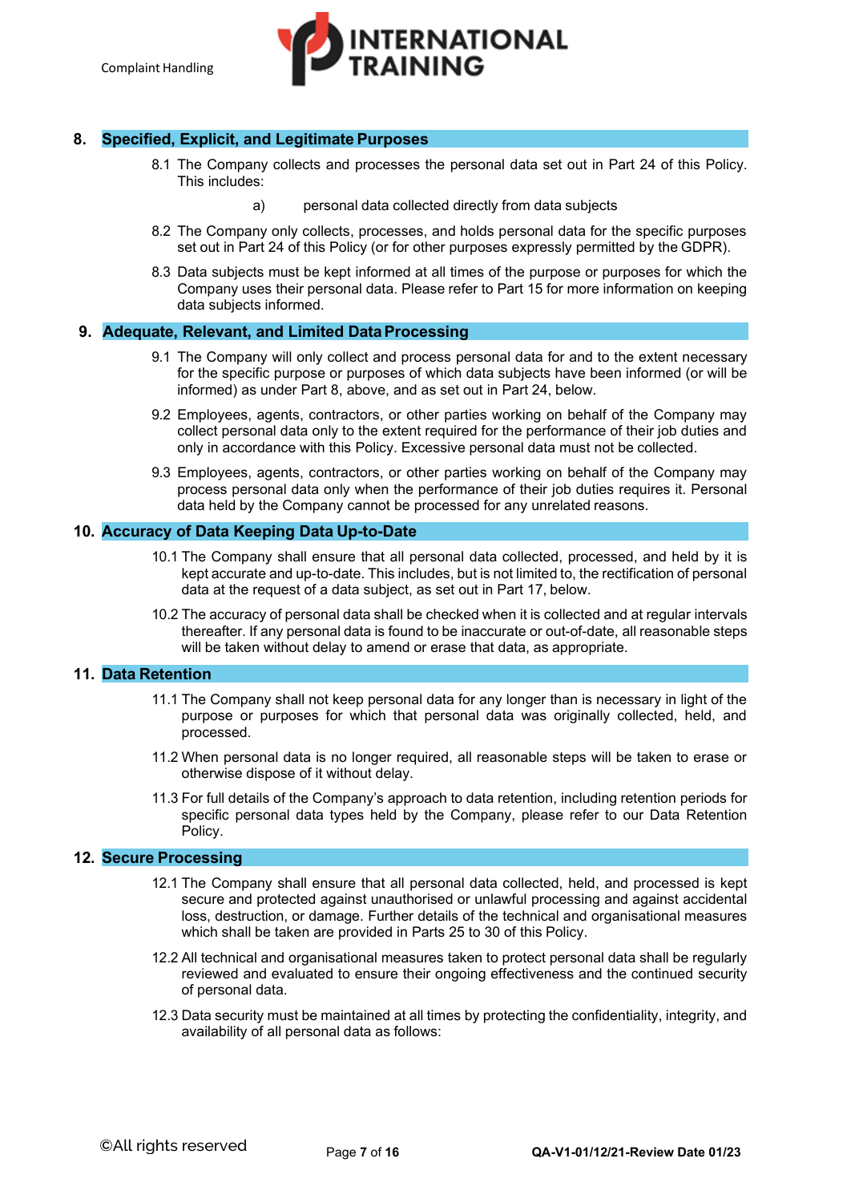## 8. Specified, Explicit, and Legitimate Purposes

8.1 The Company collects and processes the personal data set out in Part 24 of this Policy. This includes:

a) personal data collected directly from data subjects

8.2 The Company only collects, processes, and holds personal data for the specific purposes set out in Part 24 of this Policy (or for other purposes expressly permitted by the GDPR).

8.3 Data subjects must be kept informed at all times of the purpose or purposes for which the Company uses their personal data. Please refer to Part 15 for more information on keeping data subjects informed.

## 9. Adequate, Relevant, and Limited Data Processing

9.1 The Company will only collect and process personal data for and to the extent necessary for the specific purpose or purposes of which data subjects have been informed (or will be informed) as under Part 8, above, and as set out in Part 24, below.

9.2 Employees, agents, contractors, or other parties working on behalf of the Company may collect personal data only to the extent required for the performance of their job duties and only in accordance with this Policy. Excessive personal data must not be collected.

9.3 Employees, agents, contractors, or other parties working on behalf of the Company may process personal data only when the performance of their job duties requires it. Personal data held by the Company cannot be processed for any unrelated reasons.

## 10. Accuracy of Data Keeping Data Up-to-Date

10.1 The Company shall ensure that all personal data collected, processed, and held by it is kept accurate and up-to-date. This includes, but is not limited to, the rectification of personal data at the request of a data subject, as set out in Part 17, below.

10.2 The accuracy of personal data shall be checked when it is collected and at regular intervals thereafter. If any personal data is found to be inaccurate or out-of-date, all reasonable steps will be taken without delay to amend or erase that data, as appropriate.

## 11. Data Retention

11.1 The Company shall not keep personal data for any longer than is necessary in light of the purpose or purposes for which that personal data was originally collected, held, and processed.

11.2 When personal data is no longer required, all reasonable steps will be taken to erase or otherwise dispose of it without delay.

11.3 For full details of the Company's approach to data retention, including retention periods for specific personal data types held by the Company, please refer to our Data Retention Policy.

## 12. Secure Processing

12.1 The Company shall ensure that all personal data collected, held, and processed is kept secure and protected against unauthorised or unlawful processing and against accidental loss, destruction, or damage. Further details of the technical and organisational measures which shall be taken are provided in Parts 25 to 30 of this Policy.

12.2 All technical and organisational measures taken to protect personal data shall be regularly reviewed and evaluated to ensure their ongoing effectiveness and the continued security of personal data.

12.3 Data security must be maintained at all times by protecting the confidentiality, integrity, and availability of all personal data as follows: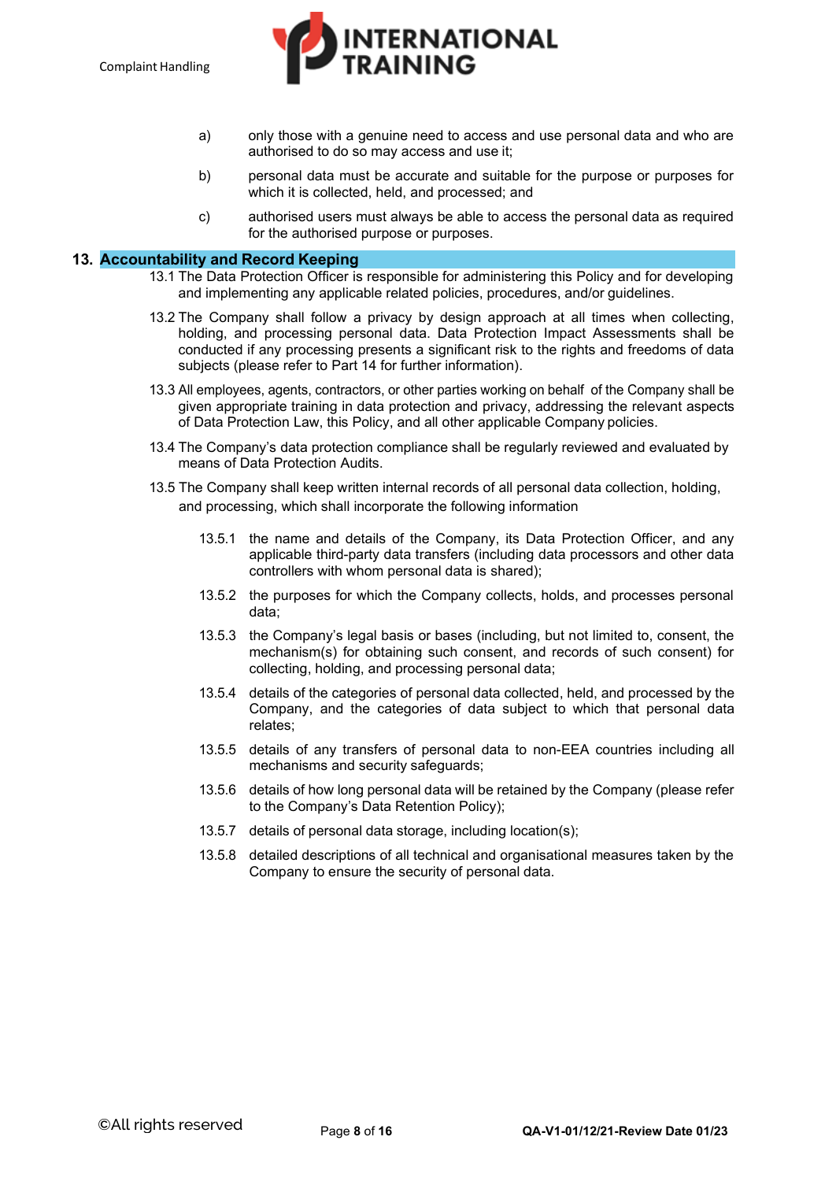a) only those with a genuine need to access and use personal data and who are authorised to do so may access and use it;

b) personal data must be accurate and suitable for the purpose or purposes for which it is collected, held, and processed; and

c) authorised users must always be able to access the personal data as required for the authorised purpose or purposes.

## 13. Accountability and Record Keeping

13.1 The Data Protection Officer is responsible for administering this Policy and for developing and implementing any applicable related policies, procedures, and/or guidelines.

13.2 The Company shall follow a privacy by design approach at all times when collecting, holding, and processing personal data. Data Protection Impact Assessments shall be conducted if any processing presents a significant risk to the rights and freedoms of data subjects (please refer to Part 14 for further information).

13.3 All employees, agents, contractors, or other parties working on behalf of the Company shall be given appropriate training in data protection and privacy, addressing the relevant aspects of Data Protection Law, this Policy, and all other applicable Company policies.

13.4 The Company's data protection compliance shall be regularly reviewed and evaluated by means of Data Protection Audits.

13.5 The Company shall keep written internal records of all personal data collection, holding, and processing, which shall incorporate the following information

13.5.1 the name and details of the Company, its Data Protection Officer, and any applicable third-party data transfers (including data processors and other data controllers with whom personal data is shared);

13.5.2 the purposes for which the Company collects, holds, and processes personal data;

13.5.3 the Company's legal basis or bases (including, but not limited to, consent, the mechanism(s) for obtaining such consent, and records of such consent) for collecting, holding, and processing personal data;

13.5.4 details of the categories of personal data collected, held, and processed by the Company, and the categories of data subject to which that personal data relates;

13.5.5 details of any transfers of personal data to non-EEA countries including all mechanisms and security safeguards;

13.5.6 details of how long personal data will be retained by the Company (please refer to the Company's Data Retention Policy);

13.5.7 details of personal data storage, including location(s);

13.5.8 detailed descriptions of all technical and organisational measures taken by the Company to ensure the security of personal data.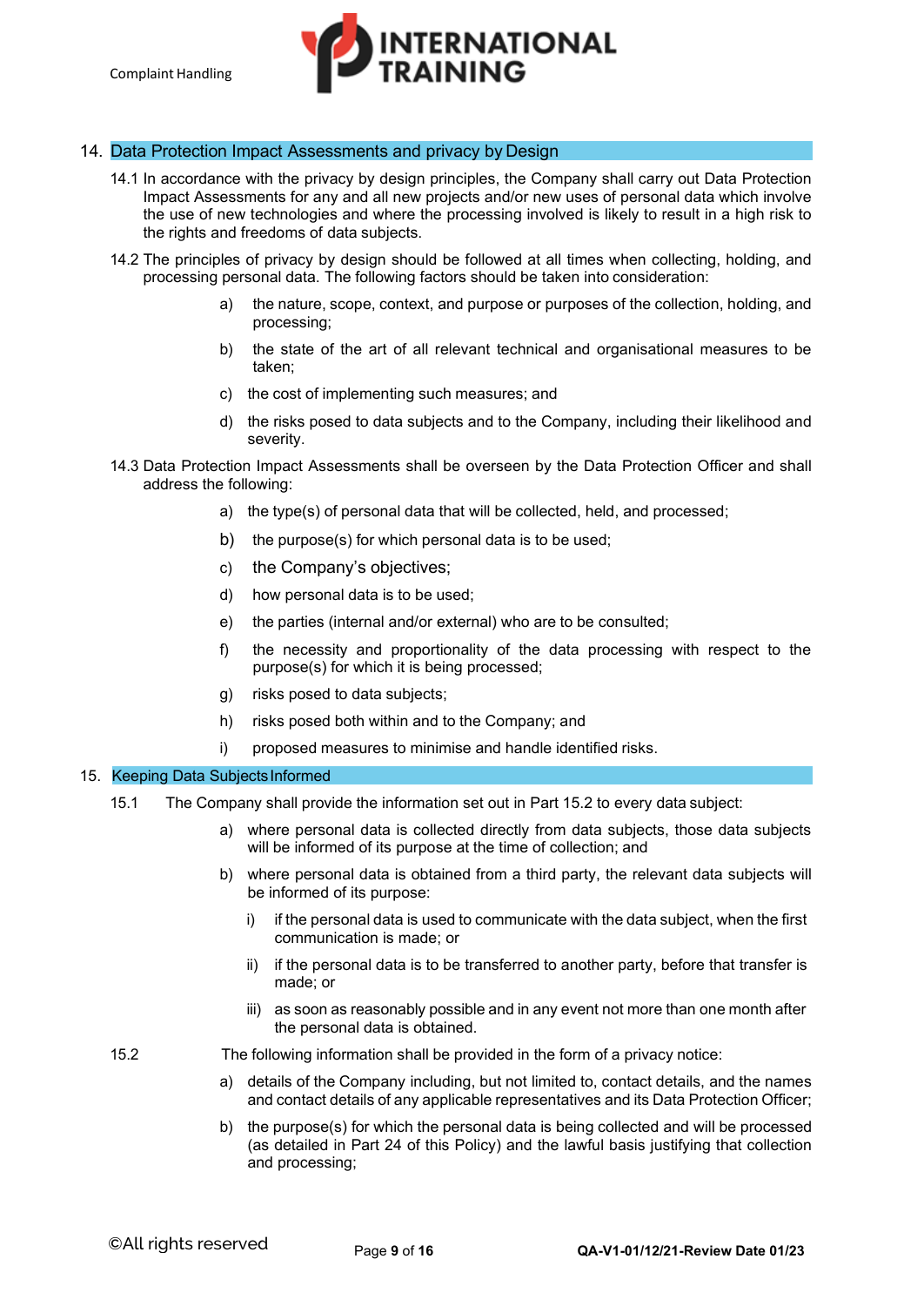## 14. Data Protection Impact Assessments and privacy by Design

14.1 In accordance with the privacy by design principles, the Company shall carry out Data Protection Impact Assessments for any and all new projects and/or new uses of personal data which involve the use of new technologies and where the processing involved is likely to result in a high risk to the rights and freedoms of data subjects.

14.2 The principles of privacy by design should be followed at all times when collecting, holding, and processing personal data. The following factors should be taken into consideration:

a) the nature, scope, context, and purpose or purposes of the collection, holding, and processing;

b) the state of the art of all relevant technical and organisational measures to be taken;

c) the cost of implementing such measures; and

d) the risks posed to data subjects and to the Company, including their likelihood and severity.

14.3 Data Protection Impact Assessments shall be overseen by the Data Protection Officer and shall address the following:

a) the type(s) of personal data that will be collected, held, and processed;

b) the purpose(s) for which personal data is to be used;

c) the Company's objectives;

d) how personal data is to be used;

e) the parties (internal and/or external) who are to be consulted;

f) the necessity and proportionality of the data processing with respect to the purpose(s) for which it is being processed;

g) risks posed to data subjects;

h) risks posed both within and to the Company; and

i) proposed measures to minimise and handle identified risks.

## 15. Keeping Data Subjects Informed

15.1 The Company shall provide the information set out in Part 15.2 to every data subject:

a) where personal data is collected directly from data subjects, those data subjects will be informed of its purpose at the time of collection; and

b) where personal data is obtained from a third party, the relevant data subjects will be informed of its purpose:

i) if the personal data is used to communicate with the data subject, when the first communication is made; or

ii) if the personal data is to be transferred to another party, before that transfer is made; or

iii) as soon as reasonably possible and in any event not more than one month after the personal data is obtained.

15.2 The following information shall be provided in the form of a privacy notice:

a) details of the Company including, but not limited to, contact details, and the names and contact details of any applicable representatives and its Data Protection Officer;

b) the purpose(s) for which the personal data is being collected and will be processed (as detailed in Part 24 of this Policy) and the lawful basis justifying that collection and processing;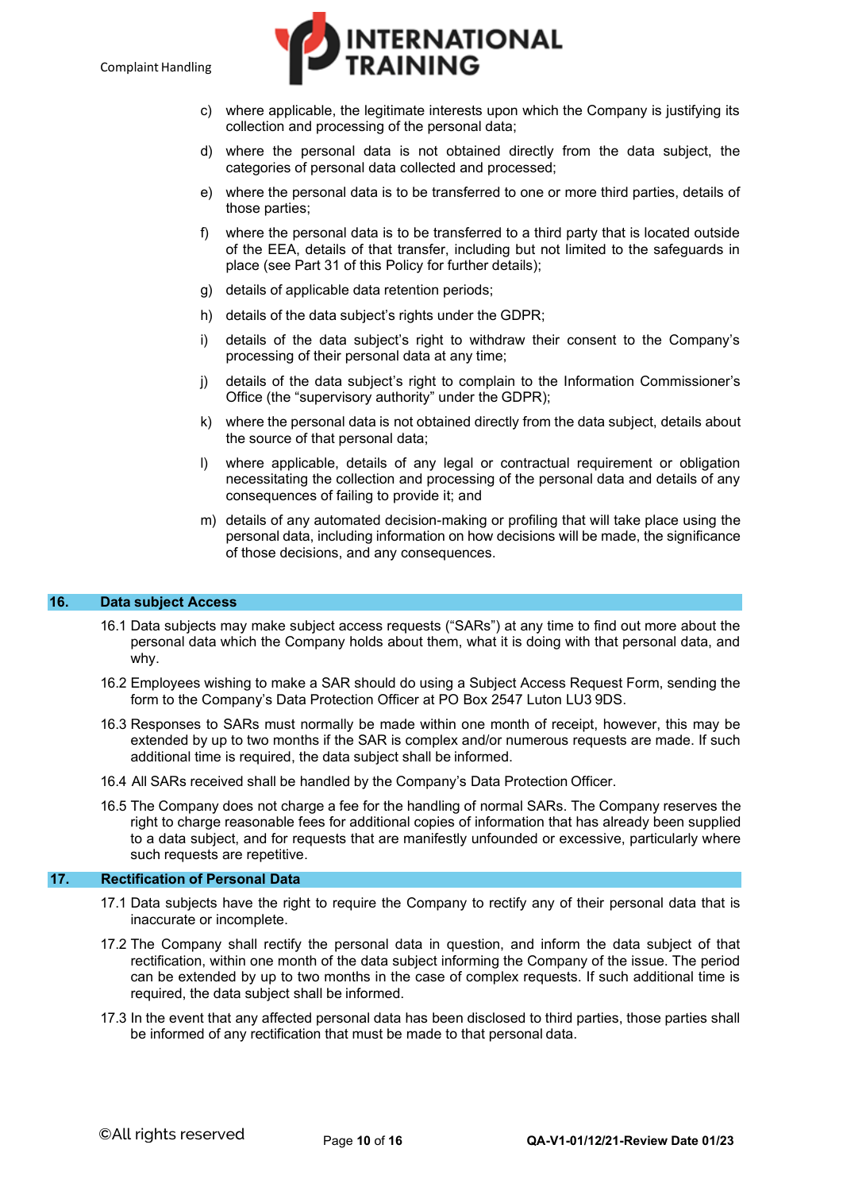c) where applicable, the legitimate interests upon which the Company is justifying its collection and processing of the personal data;

d) where the personal data is not obtained directly from the data subject, the categories of personal data collected and processed;

e) where the personal data is to be transferred to one or more third parties, details of those parties;

f) where the personal data is to be transferred to a third party that is located outside of the EEA, details of that transfer, including but not limited to the safeguards in place (see Part 31 of this Policy for further details);

g) details of applicable data retention periods;

h) details of the data subject's rights under the GDPR;

i) details of the data subject's right to withdraw their consent to the Company's processing of their personal data at any time;

j) details of the data subject's right to complain to the Information Commissioner's Office (the "supervisory authority" under the GDPR);

k) where the personal data is not obtained directly from the data subject, details about the source of that personal data;

l) where applicable, details of any legal or contractual requirement or obligation necessitating the collection and processing of the personal data and details of any consequences of failing to provide it; and

m) details of any automated decision-making or profiling that will take place using the personal data, including information on how decisions will be made, the significance of those decisions, and any consequences.

## 16. Data subject Access

16.1 Data subjects may make subject access requests ("SARs") at any time to find out more about the personal data which the Company holds about them, what it is doing with that personal data, and why.

16.2 Employees wishing to make a SAR should do using a Subject Access Request Form, sending the form to the Company's Data Protection Officer at PO Box 2547 Luton LU3 9DS.

16.3 Responses to SARs must normally be made within one month of receipt, however, this may be extended by up to two months if the SAR is complex and/or numerous requests are made. If such additional time is required, the data subject shall be informed.

16.4 All SARs received shall be handled by the Company's Data Protection Officer.

16.5 The Company does not charge a fee for the handling of normal SARs. The Company reserves the right to charge reasonable fees for additional copies of information that has already been supplied to a data subject, and for requests that are manifestly unfounded or excessive, particularly where such requests are repetitive.

## 17. Rectification of Personal Data

17.1 Data subjects have the right to require the Company to rectify any of their personal data that is inaccurate or incomplete.

17.2 The Company shall rectify the personal data in question, and inform the data subject of that rectification, within one month of the data subject informing the Company of the issue. The period can be extended by up to two months in the case of complex requests. If such additional time is required, the data subject shall be informed.

17.3 In the event that any affected personal data has been disclosed to third parties, those parties shall be informed of any rectification that must be made to that personal data.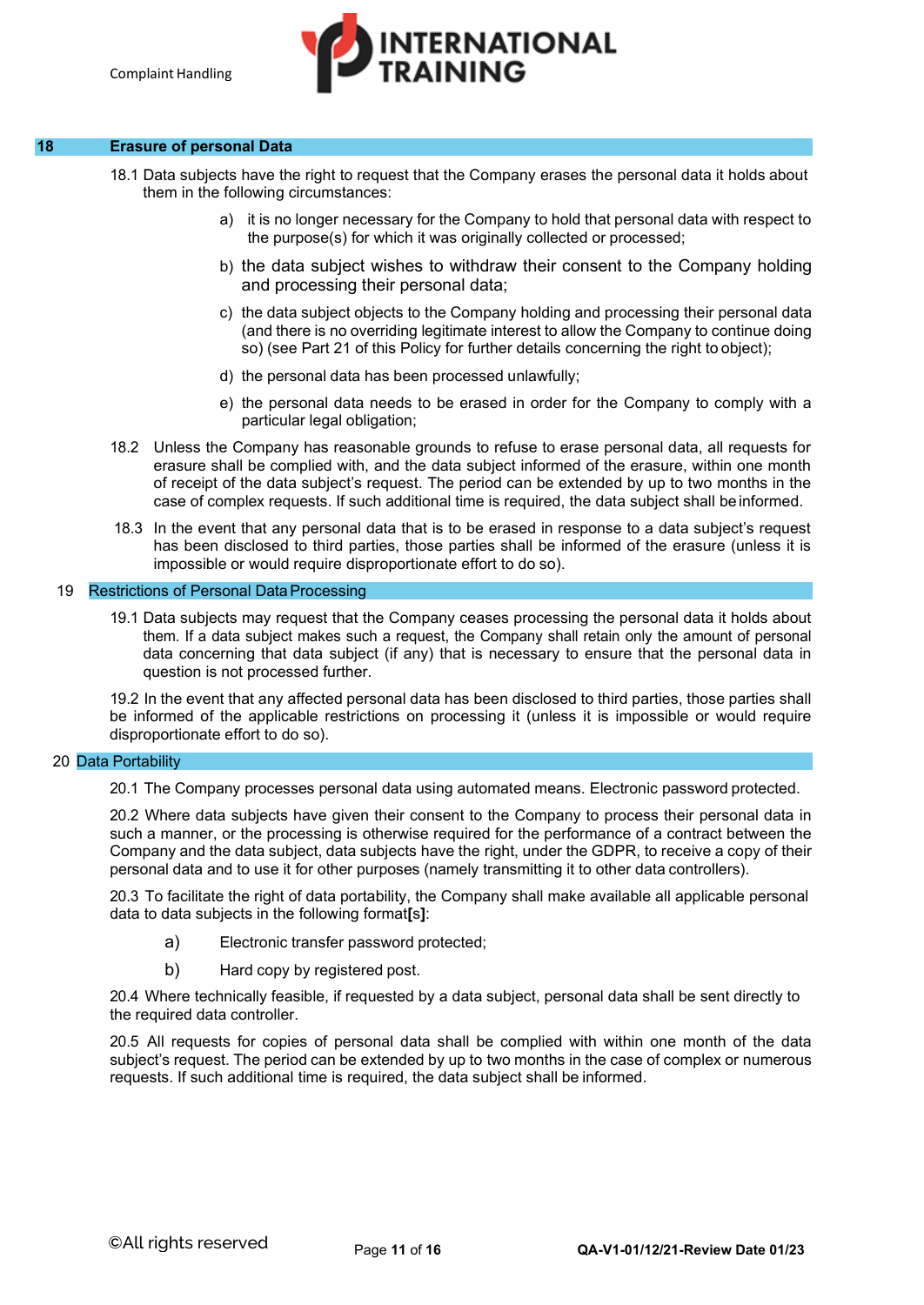## 18 Erasure of personal Data

18.1 Data subjects have the right to request that the Company erases the personal data it holds about them in the following circumstances:

a) it is no longer necessary for the Company to hold that personal data with respect to the purpose(s) for which it was originally collected or processed;

b) the data subject wishes to withdraw their consent to the Company holding and processing their personal data;

c) the data subject objects to the Company holding and processing their personal data (and there is no overriding legitimate interest to allow the Company to continue doing so) (see Part 21 of this Policy for further details concerning the right to object);

d) the personal data has been processed unlawfully;

e) the personal data needs to be erased in order for the Company to comply with a particular legal obligation;

18.2 Unless the Company has reasonable grounds to refuse to erase personal data, all requests for erasure shall be complied with, and the data subject informed of the erasure, within one month of receipt of the data subject's request. The period can be extended by up to two months in the case of complex requests. If such additional time is required, the data subject shall be informed.

18.3 In the event that any personal data that is to be erased in response to a data subject's request has been disclosed to third parties, those parties shall be informed of the erasure (unless it is impossible or would require disproportionate effort to do so).

## 19 Restrictions of Personal Data Processing

19.1 Data subjects may request that the Company ceases processing the personal data it holds about them. If a data subject makes such a request, the Company shall retain only the amount of personal data concerning that data subject (if any) that is necessary to ensure that the personal data in question is not processed further.

19.2 In the event that any affected personal data has been disclosed to third parties, those parties shall be informed of the applicable restrictions on processing it (unless it is impossible or would require disproportionate effort to do so).

## 20 Data Portability

20.1 The Company processes personal data using automated means. Electronic password protected.

20.2 Where data subjects have given their consent to the Company to process their personal data in such a manner, or the processing is otherwise required for the performance of a contract between the Company and the data subject, data subjects have the right, under the GDPR, to receive a copy of their personal data and to use it for other purposes (namely transmitting it to other data controllers).

20.3 To facilitate the right of data portability, the Company shall make available all applicable personal data to data subjects in the following format**[s]**:

a) Electronic transfer password protected;

b) Hard copy by registered post.

20.4 Where technically feasible, if requested by a data subject, personal data shall be sent directly to the required data controller.

20.5 All requests for copies of personal data shall be complied with within one month of the data subject's request. The period can be extended by up to two months in the case of complex or numerous requests. If such additional time is required, the data subject shall be informed.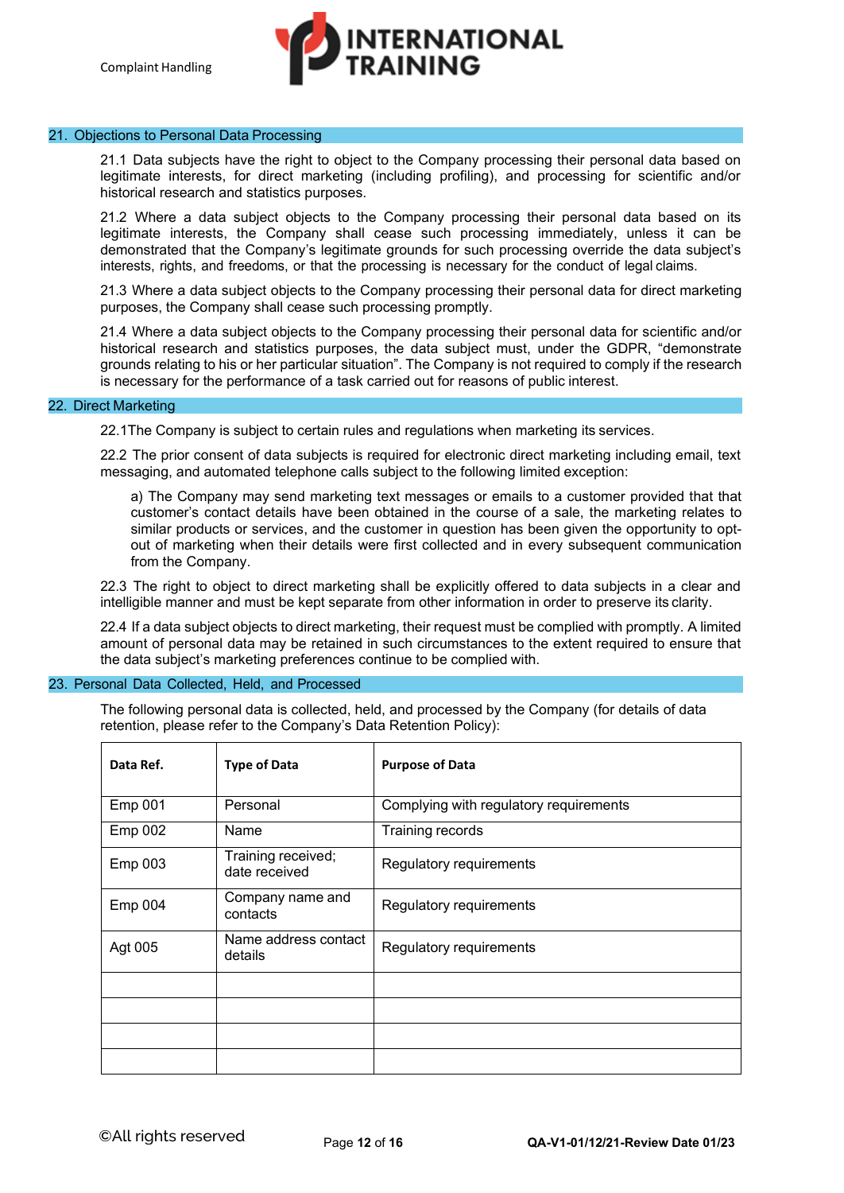## 21. Objections to Personal Data Processing

21.1 Data subjects have the right to object to the Company processing their personal data based on legitimate interests, for direct marketing (including profiling), and processing for scientific and/or historical research and statistics purposes.

21.2 Where a data subject objects to the Company processing their personal data based on its legitimate interests, the Company shall cease such processing immediately, unless it can be demonstrated that the Company's legitimate grounds for such processing override the data subject's interests, rights, and freedoms, or that the processing is necessary for the conduct of legal claims.

21.3 Where a data subject objects to the Company processing their personal data for direct marketing purposes, the Company shall cease such processing promptly.

21.4 Where a data subject objects to the Company processing their personal data for scientific and/or historical research and statistics purposes, the data subject must, under the GDPR, "demonstrate grounds relating to his or her particular situation". The Company is not required to comply if the research is necessary for the performance of a task carried out for reasons of public interest.

## 22. Direct Marketing

22.1The Company is subject to certain rules and regulations when marketing its services.

22.2 The prior consent of data subjects is required for electronic direct marketing including email, text messaging, and automated telephone calls subject to the following limited exception:

a) The Company may send marketing text messages or emails to a customer provided that that customer's contact details have been obtained in the course of a sale, the marketing relates to similar products or services, and the customer in question has been given the opportunity to opt-out of marketing when their details were first collected and in every subsequent communication from the Company.

22.3 The right to object to direct marketing shall be explicitly offered to data subjects in a clear and intelligible manner and must be kept separate from other information in order to preserve its clarity.

22.4 If a data subject objects to direct marketing, their request must be complied with promptly. A limited amount of personal data may be retained in such circumstances to the extent required to ensure that the data subject's marketing preferences continue to be complied with.

## 23. Personal Data Collected, Held, and Processed

The following personal data is collected, held, and processed by the Company (for details of data retention, please refer to the Company's Data Retention Policy):

| **Data Ref.** | **Type of Data** | **Purpose of Data** |
|---|---|---|
| Emp 001 | Personal | Complying with regulatory requirements |
| Emp 002 | Name | Training records |
| Emp 003 | Training received; date received | Regulatory requirements |
| Emp 004 | Company name and contacts | Regulatory requirements |
| Agt 005 | Name address contact details | Regulatory requirements |
| | | |
| | | |
| | | |
| | | |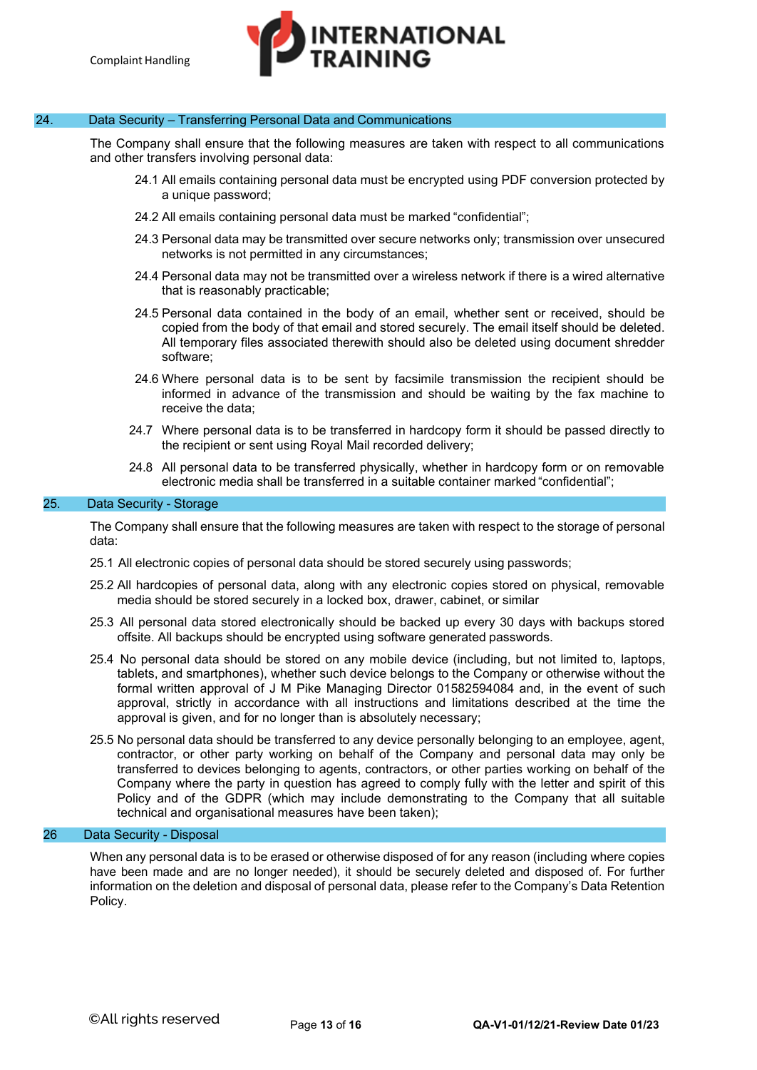## 24. Data Security – Transferring Personal Data and Communications

The Company shall ensure that the following measures are taken with respect to all communications and other transfers involving personal data:

24.1 All emails containing personal data must be encrypted using PDF conversion protected by a unique password;

24.2 All emails containing personal data must be marked "confidential";

24.3 Personal data may be transmitted over secure networks only; transmission over unsecured networks is not permitted in any circumstances;

24.4 Personal data may not be transmitted over a wireless network if there is a wired alternative that is reasonably practicable;

24.5 Personal data contained in the body of an email, whether sent or received, should be copied from the body of that email and stored securely. The email itself should be deleted. All temporary files associated therewith should also be deleted using document shredder software;

24.6 Where personal data is to be sent by facsimile transmission the recipient should be informed in advance of the transmission and should be waiting by the fax machine to receive the data;

24.7 Where personal data is to be transferred in hardcopy form it should be passed directly to the recipient or sent using Royal Mail recorded delivery;

24.8 All personal data to be transferred physically, whether in hardcopy form or on removable electronic media shall be transferred in a suitable container marked "confidential";

## 25. Data Security - Storage

The Company shall ensure that the following measures are taken with respect to the storage of personal data:

25.1 All electronic copies of personal data should be stored securely using passwords;

25.2 All hardcopies of personal data, along with any electronic copies stored on physical, removable media should be stored securely in a locked box, drawer, cabinet, or similar

25.3 All personal data stored electronically should be backed up every 30 days with backups stored offsite. All backups should be encrypted using software generated passwords.

25.4 No personal data should be stored on any mobile device (including, but not limited to, laptops, tablets, and smartphones), whether such device belongs to the Company or otherwise without the formal written approval of J M Pike Managing Director 01582594084 and, in the event of such approval, strictly in accordance with all instructions and limitations described at the time the approval is given, and for no longer than is absolutely necessary;

25.5 No personal data should be transferred to any device personally belonging to an employee, agent, contractor, or other party working on behalf of the Company and personal data may only be transferred to devices belonging to agents, contractors, or other parties working on behalf of the Company where the party in question has agreed to comply fully with the letter and spirit of this Policy and of the GDPR (which may include demonstrating to the Company that all suitable technical and organisational measures have been taken);

## 26 Data Security - Disposal

When any personal data is to be erased or otherwise disposed of for any reason (including where copies have been made and are no longer needed), it should be securely deleted and disposed of. For further information on the deletion and disposal of personal data, please refer to the Company's Data Retention Policy.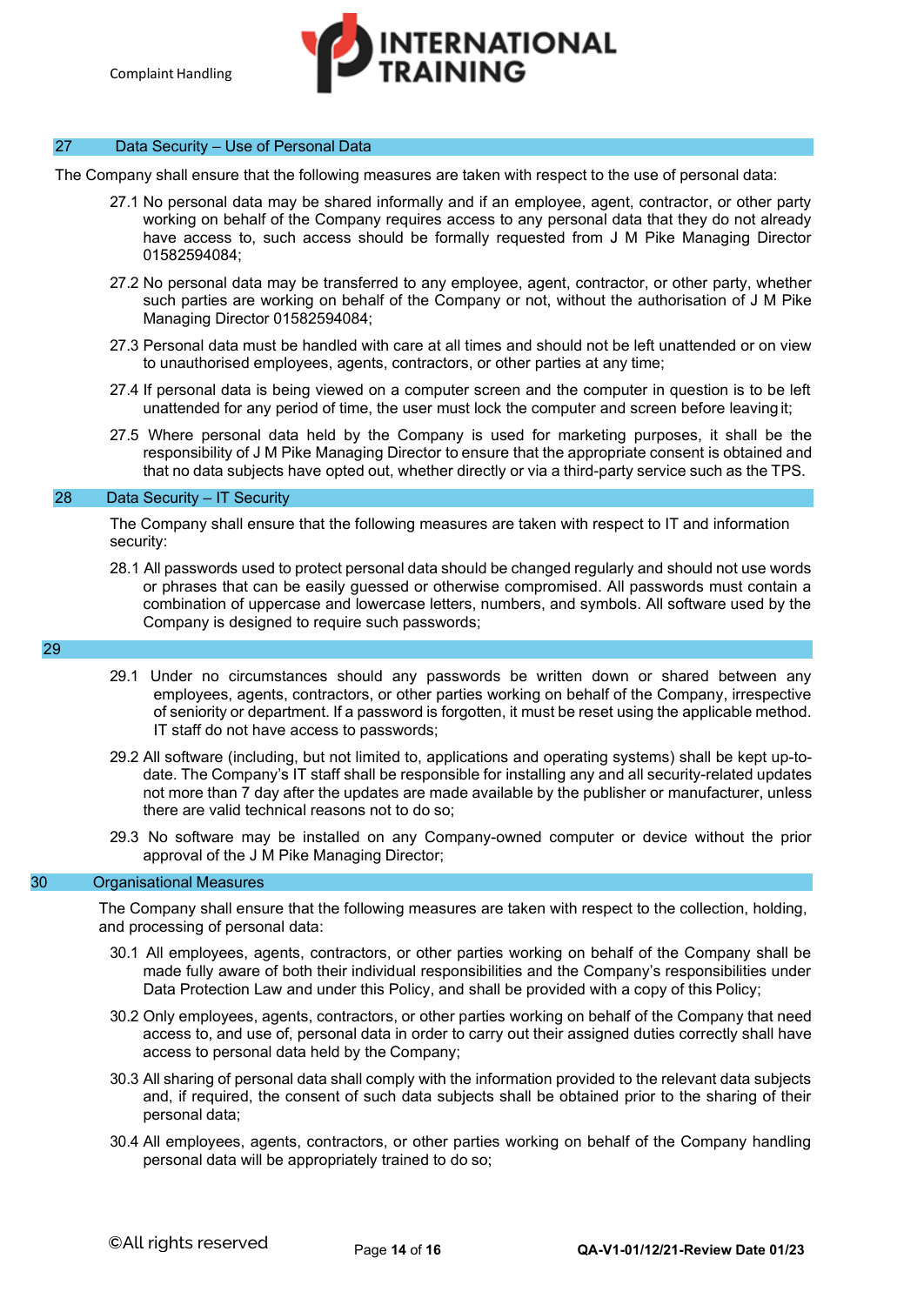## 27 Data Security – Use of Personal Data

The Company shall ensure that the following measures are taken with respect to the use of personal data:

27.1 No personal data may be shared informally and if an employee, agent, contractor, or other party working on behalf of the Company requires access to any personal data that they do not already have access to, such access should be formally requested from J M Pike Managing Director 01582594084;

27.2 No personal data may be transferred to any employee, agent, contractor, or other party, whether such parties are working on behalf of the Company or not, without the authorisation of J M Pike Managing Director 01582594084;

27.3 Personal data must be handled with care at all times and should not be left unattended or on view to unauthorised employees, agents, contractors, or other parties at any time;

27.4 If personal data is being viewed on a computer screen and the computer in question is to be left unattended for any period of time, the user must lock the computer and screen before leaving it;

27.5 Where personal data held by the Company is used for marketing purposes, it shall be the responsibility of J M Pike Managing Director to ensure that the appropriate consent is obtained and that no data subjects have opted out, whether directly or via a third-party service such as the TPS.

## 28 Data Security – IT Security

The Company shall ensure that the following measures are taken with respect to IT and information security:

28.1 All passwords used to protect personal data should be changed regularly and should not use words or phrases that can be easily guessed or otherwise compromised. All passwords must contain a combination of uppercase and lowercase letters, numbers, and symbols. All software used by the Company is designed to require such passwords;

## 29

29.1 Under no circumstances should any passwords be written down or shared between any employees, agents, contractors, or other parties working on behalf of the Company, irrespective of seniority or department. If a password is forgotten, it must be reset using the applicable method. IT staff do not have access to passwords;

29.2 All software (including, but not limited to, applications and operating systems) shall be kept up-to-date. The Company's IT staff shall be responsible for installing any and all security-related updates not more than 7 day after the updates are made available by the publisher or manufacturer, unless there are valid technical reasons not to do so;

29.3 No software may be installed on any Company-owned computer or device without the prior approval of the J M Pike Managing Director;

## 30 Organisational Measures

The Company shall ensure that the following measures are taken with respect to the collection, holding, and processing of personal data:

30.1 All employees, agents, contractors, or other parties working on behalf of the Company shall be made fully aware of both their individual responsibilities and the Company's responsibilities under Data Protection Law and under this Policy, and shall be provided with a copy of this Policy;

30.2 Only employees, agents, contractors, or other parties working on behalf of the Company that need access to, and use of, personal data in order to carry out their assigned duties correctly shall have access to personal data held by the Company;

30.3 All sharing of personal data shall comply with the information provided to the relevant data subjects and, if required, the consent of such data subjects shall be obtained prior to the sharing of their personal data;

30.4 All employees, agents, contractors, or other parties working on behalf of the Company handling personal data will be appropriately trained to do so;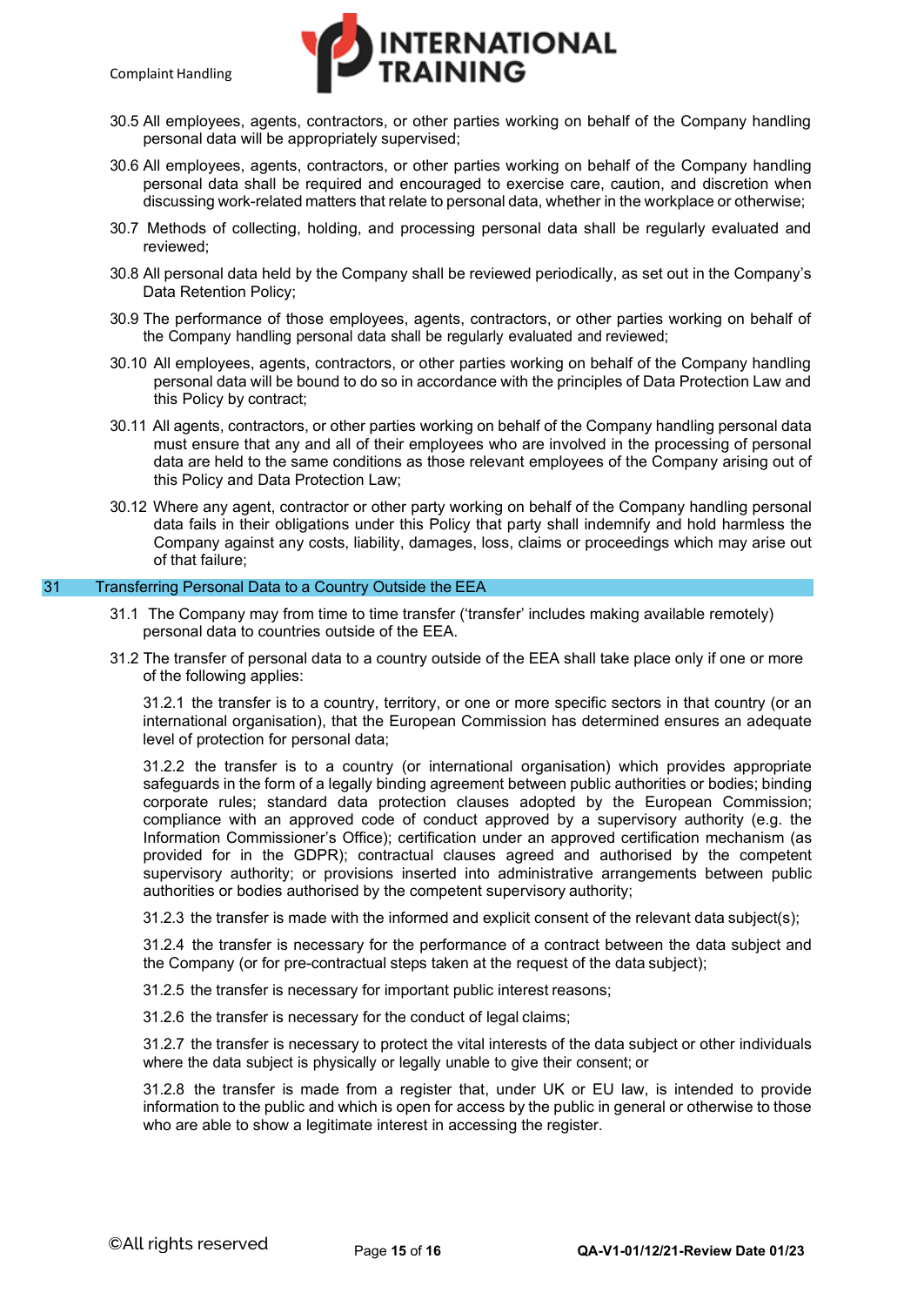30.5 All employees, agents, contractors, or other parties working on behalf of the Company handling personal data will be appropriately supervised;

30.6 All employees, agents, contractors, or other parties working on behalf of the Company handling personal data shall be required and encouraged to exercise care, caution, and discretion when discussing work-related matters that relate to personal data, whether in the workplace or otherwise;

30.7 Methods of collecting, holding, and processing personal data shall be regularly evaluated and reviewed;

30.8 All personal data held by the Company shall be reviewed periodically, as set out in the Company's Data Retention Policy;

30.9 The performance of those employees, agents, contractors, or other parties working on behalf of the Company handling personal data shall be regularly evaluated and reviewed;

30.10 All employees, agents, contractors, or other parties working on behalf of the Company handling personal data will be bound to do so in accordance with the principles of Data Protection Law and this Policy by contract;

30.11 All agents, contractors, or other parties working on behalf of the Company handling personal data must ensure that any and all of their employees who are involved in the processing of personal data are held to the same conditions as those relevant employees of the Company arising out of this Policy and Data Protection Law;

30.12 Where any agent, contractor or other party working on behalf of the Company handling personal data fails in their obligations under this Policy that party shall indemnify and hold harmless the Company against any costs, liability, damages, loss, claims or proceedings which may arise out of that failure;

## 31 Transferring Personal Data to a Country Outside the EEA

31.1 The Company may from time to time transfer ('transfer' includes making available remotely) personal data to countries outside of the EEA.

31.2 The transfer of personal data to a country outside of the EEA shall take place only if one or more of the following applies:

31.2.1 the transfer is to a country, territory, or one or more specific sectors in that country (or an international organisation), that the European Commission has determined ensures an adequate level of protection for personal data;

31.2.2 the transfer is to a country (or international organisation) which provides appropriate safeguards in the form of a legally binding agreement between public authorities or bodies; binding corporate rules; standard data protection clauses adopted by the European Commission; compliance with an approved code of conduct approved by a supervisory authority (e.g. the Information Commissioner's Office); certification under an approved certification mechanism (as provided for in the GDPR); contractual clauses agreed and authorised by the competent supervisory authority; or provisions inserted into administrative arrangements between public authorities or bodies authorised by the competent supervisory authority;

31.2.3 the transfer is made with the informed and explicit consent of the relevant data subject(s);

31.2.4 the transfer is necessary for the performance of a contract between the data subject and the Company (or for pre-contractual steps taken at the request of the data subject);

31.2.5 the transfer is necessary for important public interest reasons;

31.2.6 the transfer is necessary for the conduct of legal claims;

31.2.7 the transfer is necessary to protect the vital interests of the data subject or other individuals where the data subject is physically or legally unable to give their consent; or

31.2.8 the transfer is made from a register that, under UK or EU law, is intended to provide information to the public and which is open for access by the public in general or otherwise to those who are able to show a legitimate interest in accessing the register.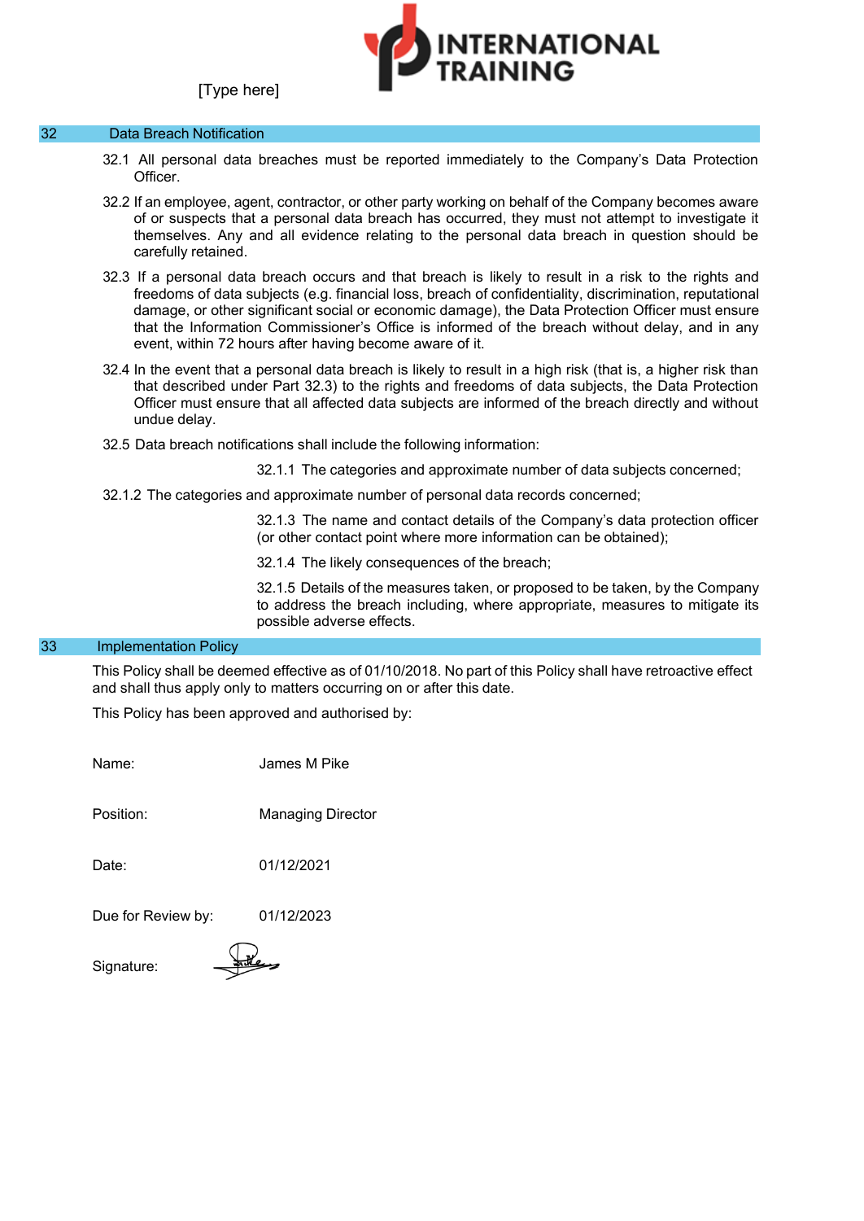## 32 Data Breach Notification

32.1 All personal data breaches must be reported immediately to the Company's Data Protection Officer.

32.2 If an employee, agent, contractor, or other party working on behalf of the Company becomes aware of or suspects that a personal data breach has occurred, they must not attempt to investigate it themselves. Any and all evidence relating to the personal data breach in question should be carefully retained.

32.3 If a personal data breach occurs and that breach is likely to result in a risk to the rights and freedoms of data subjects (e.g. financial loss, breach of confidentiality, discrimination, reputational damage, or other significant social or economic damage), the Data Protection Officer must ensure that the Information Commissioner's Office is informed of the breach without delay, and in any event, within 72 hours after having become aware of it.

32.4 In the event that a personal data breach is likely to result in a high risk (that is, a higher risk than that described under Part 32.3) to the rights and freedoms of data subjects, the Data Protection Officer must ensure that all affected data subjects are informed of the breach directly and without undue delay.

32.5 Data breach notifications shall include the following information:

32.1.1 The categories and approximate number of data subjects concerned;

32.1.2 The categories and approximate number of personal data records concerned;

32.1.3 The name and contact details of the Company's data protection officer (or other contact point where more information can be obtained);

32.1.4 The likely consequences of the breach;

32.1.5 Details of the measures taken, or proposed to be taken, by the Company to address the breach including, where appropriate, measures to mitigate its possible adverse effects.

## 33 Implementation Policy

This Policy shall be deemed effective as of 01/10/2018. No part of this Policy shall have retroactive effect and shall thus apply only to matters occurring on or after this date.

This Policy has been approved and authorised by:

Name: James M Pike

Position: Managing Director

Date: 01/12/2021

Due for Review by: 01/12/2023

Signature: